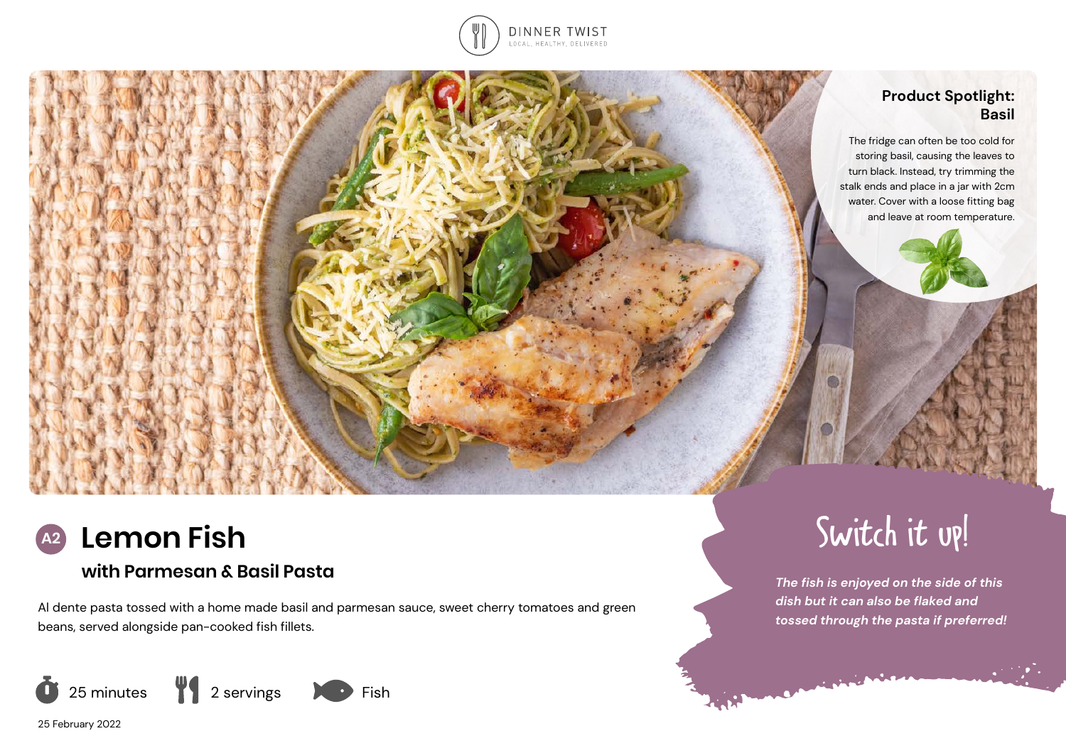DINNER TWIST
LOCAL, HEALTHY, DELIVERED

## Product Spotlight: Basil

The fridge can often be too cold for storing basil, causing the leaves to turn black. Instead, try trimming the stalk ends and place in a jar with 2cm water. Cover with a loose fitting bag and leave at room temperature.

# A2 Lemon Fish

## with Parmesan & Basil Pasta

Al dente pasta tossed with a home made basil and parmesan sauce, sweet cherry tomatoes and green beans, served alongside pan-cooked fish fillets.

25 minutes | 2 servings | Fish

25 February 2022

## Switch it up!

*The fish is enjoyed on the side of this dish but it can also be flaked and tossed through the pasta if preferred!*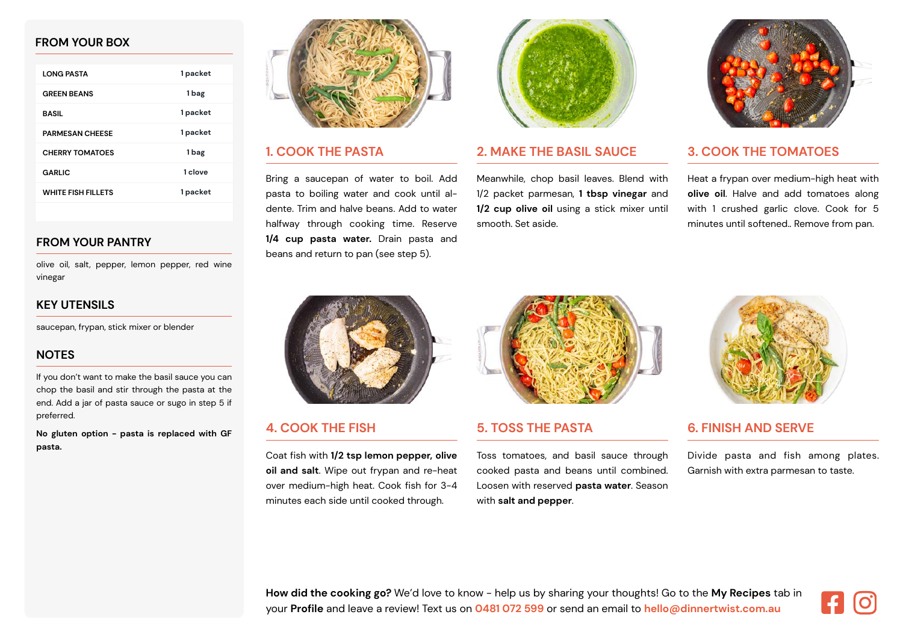## FROM YOUR BOX

| | |
|---|---|
| LONG PASTA | 1 packet |
| GREEN BEANS | 1 bag |
| BASIL | 1 packet |
| PARMESAN CHEESE | 1 packet |
| CHERRY TOMATOES | 1 bag |
| GARLIC | 1 clove |
| WHITE FISH FILLETS | 1 packet |

## FROM YOUR PANTRY

olive oil, salt, pepper, lemon pepper, red wine vinegar

## KEY UTENSILS

saucepan, frypan, stick mixer or blender

## NOTES

If you don't want to make the basil sauce you can chop the basil and stir through the pasta at the end. Add a jar of pasta sauce or sugo in step 5 if preferred.

**No gluten option - pasta is replaced with GF pasta.**

## 1. COOK THE PASTA

Bring a saucepan of water to boil. Add pasta to boiling water and cook until al-dente. Trim and halve beans. Add to water halfway through cooking time. Reserve **1/4 cup pasta water.** Drain pasta and beans and return to pan (see step 5).

## 2. MAKE THE BASIL SAUCE

Meanwhile, chop basil leaves. Blend with 1/2 packet parmesan, **1 tbsp vinegar** and **1/2 cup olive oil** using a stick mixer until smooth. Set aside.

## 3. COOK THE TOMATOES

Heat a frypan over medium-high heat with **olive oil**. Halve and add tomatoes along with 1 crushed garlic clove. Cook for 5 minutes until softened.. Remove from pan.

## 4. COOK THE FISH

Coat fish with **1/2 tsp lemon pepper, olive oil and salt**. Wipe out frypan and re-heat over medium-high heat. Cook fish for 3-4 minutes each side until cooked through.

## 5. TOSS THE PASTA

Toss tomatoes, and basil sauce through cooked pasta and beans until combined. Loosen with reserved **pasta water**. Season with **salt and pepper**.

## 6. FINISH AND SERVE

Divide pasta and fish among plates. Garnish with extra parmesan to taste.

**How did the cooking go?** We'd love to know - help us by sharing your thoughts! Go to the **My Recipes** tab in your **Profile** and leave a review! Text us on 0481 072 599 or send an email to hello@dinnertwist.com.au